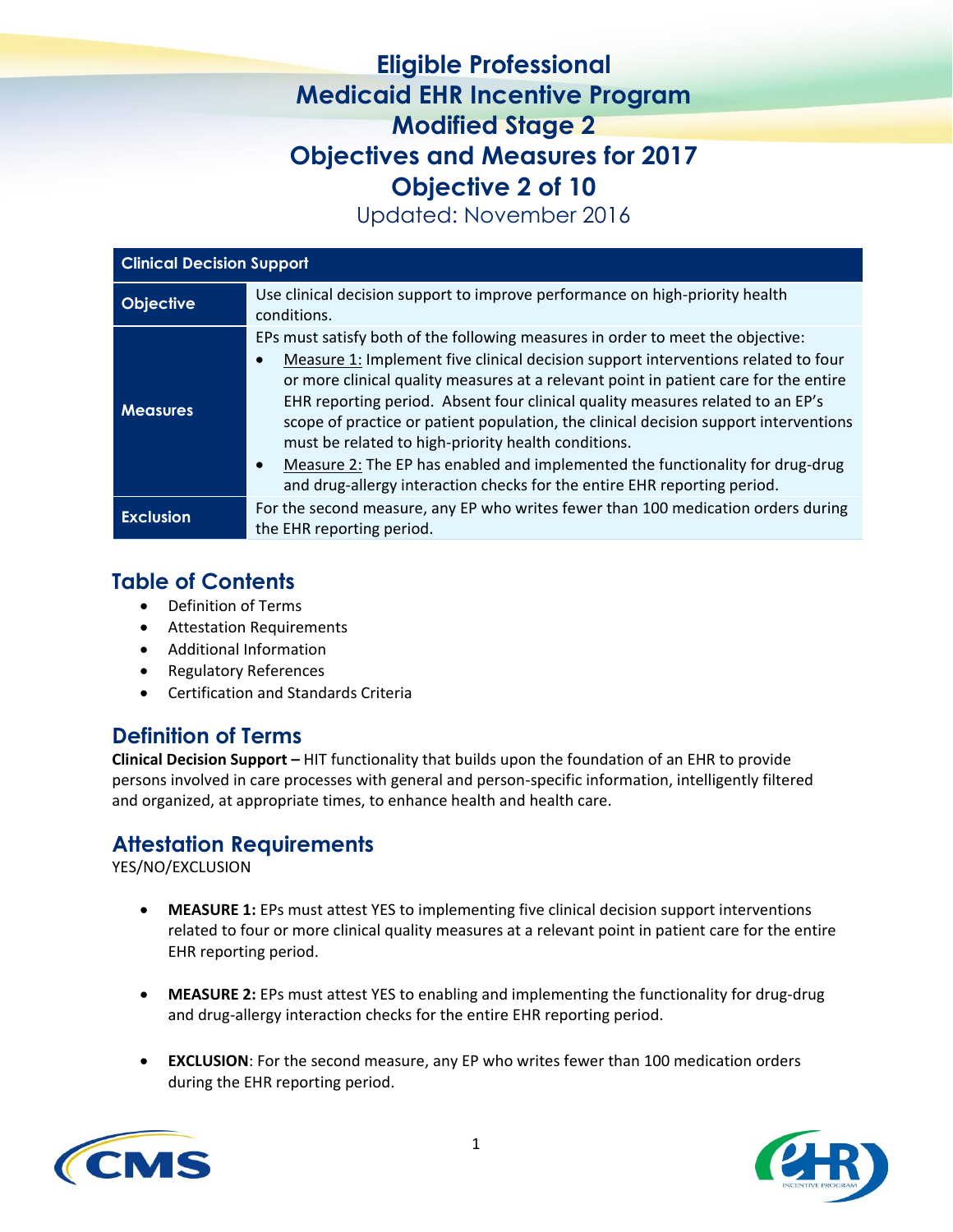# Eligible Professional Medicaid EHR Incentive Program Modified Stage 2 Objectives and Measures for 2017 Objective 2 of 10

Updated: November 2016

| Clinical Decision Support | |
|---|---|
| **Objective** | Use clinical decision support to improve performance on high-priority health conditions. |
| **Measures** | EPs must satisfy both of the following measures in order to meet the objective:<br>• Measure 1: Implement five clinical decision support interventions related to four or more clinical quality measures at a relevant point in patient care for the entire EHR reporting period. Absent four clinical quality measures related to an EP's scope of practice or patient population, the clinical decision support interventions must be related to high-priority health conditions.<br>• Measure 2: The EP has enabled and implemented the functionality for drug-drug and drug-allergy interaction checks for the entire EHR reporting period. |
| **Exclusion** | For the second measure, any EP who writes fewer than 100 medication orders during the EHR reporting period. |

## Table of Contents

- Definition of Terms
- Attestation Requirements
- Additional Information
- Regulatory References
- Certification and Standards Criteria

## Definition of Terms

**Clinical Decision Support –** HIT functionality that builds upon the foundation of an EHR to provide persons involved in care processes with general and person-specific information, intelligently filtered and organized, at appropriate times, to enhance health and health care.

## Attestation Requirements

YES/NO/EXCLUSION

- **MEASURE 1:** EPs must attest YES to implementing five clinical decision support interventions related to four or more clinical quality measures at a relevant point in patient care for the entire EHR reporting period.

- **MEASURE 2:** EPs must attest YES to enabling and implementing the functionality for drug-drug and drug-allergy interaction checks for the entire EHR reporting period.

- **EXCLUSION**: For the second measure, any EP who writes fewer than 100 medication orders during the EHR reporting period.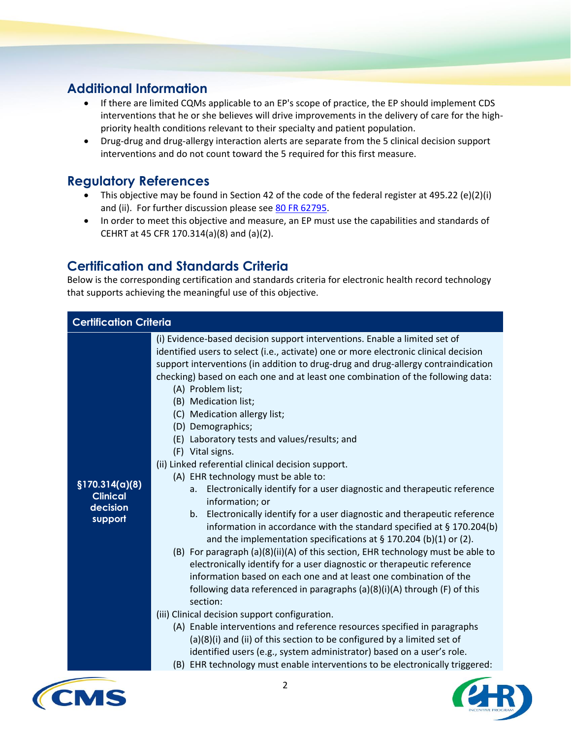## Additional Information

- If there are limited CQMs applicable to an EP's scope of practice, the EP should implement CDS interventions that he or she believes will drive improvements in the delivery of care for the high-priority health conditions relevant to their specialty and patient population.
- Drug-drug and drug-allergy interaction alerts are separate from the 5 clinical decision support interventions and do not count toward the 5 required for this first measure.

## Regulatory References

- This objective may be found in Section 42 of the code of the federal register at 495.22 (e)(2)(i) and (ii). For further discussion please see [80 FR 62795](80 FR 62795).
- In order to meet this objective and measure, an EP must use the capabilities and standards of CEHRT at 45 CFR 170.314(a)(8) and (a)(2).

## Certification and Standards Criteria

Below is the corresponding certification and standards criteria for electronic health record technology that supports achieving the meaningful use of this objective.

| Certification Criteria | |
|---|---|
| **§170.314(a)(8) Clinical decision support** | (i) Evidence-based decision support interventions. Enable a limited set of identified users to select (i.e., activate) one or more electronic clinical decision support interventions (in addition to drug-drug and drug-allergy contraindication checking) based on each one and at least one combination of the following data:<br>(A) Problem list;<br>(B) Medication list;<br>(C) Medication allergy list;<br>(D) Demographics;<br>(E) Laboratory tests and values/results; and<br>(F) Vital signs.<br>(ii) Linked referential clinical decision support.<br>(A) EHR technology must be able to:<br>a. Electronically identify for a user diagnostic and therapeutic reference information; or<br>b. Electronically identify for a user diagnostic and therapeutic reference information in accordance with the standard specified at § 170.204(b) and the implementation specifications at § 170.204 (b)(1) or (2).<br>(B) For paragraph (a)(8)(ii)(A) of this section, EHR technology must be able to electronically identify for a user diagnostic or therapeutic reference information based on each one and at least one combination of the following data referenced in paragraphs (a)(8)(i)(A) through (F) of this section:<br>(iii) Clinical decision support configuration.<br>(A) Enable interventions and reference resources specified in paragraphs (a)(8)(i) and (ii) of this section to be configured by a limited set of identified users (e.g., system administrator) based on a user's role.<br>(B) EHR technology must enable interventions to be electronically triggered: |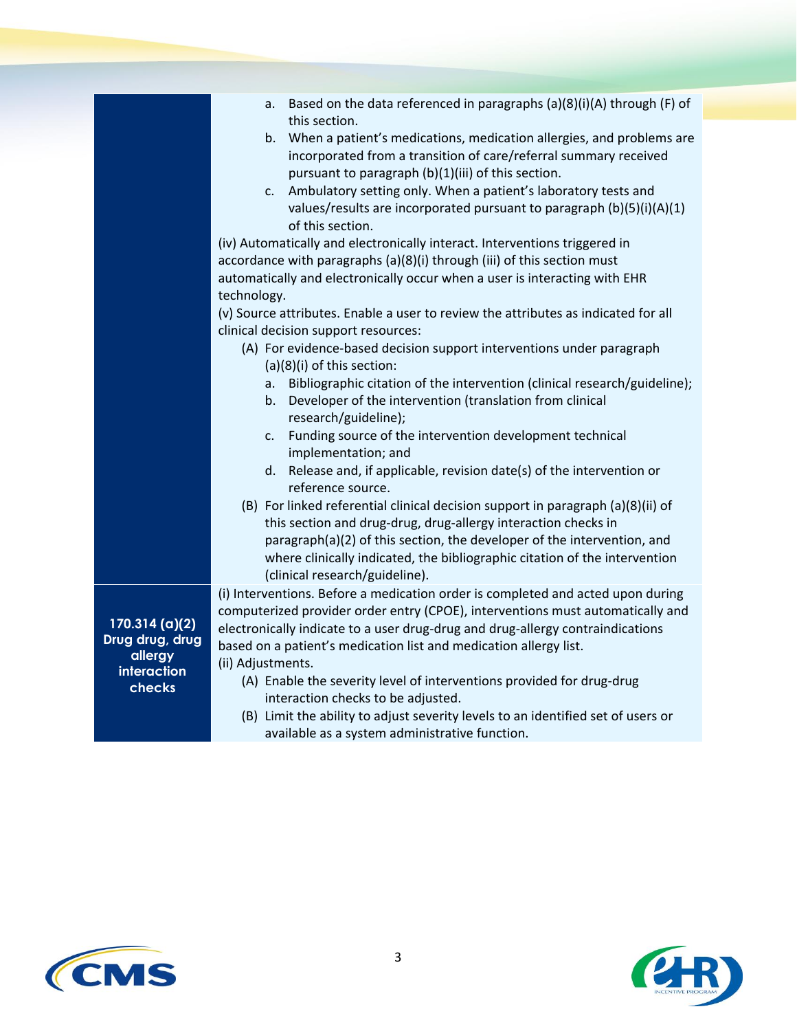| | |
|---|---|
| | a. Based on the data referenced in paragraphs (a)(8)(i)(A) through (F) of this section.<br>b. When a patient's medications, medication allergies, and problems are incorporated from a transition of care/referral summary received pursuant to paragraph (b)(1)(iii) of this section.<br>c. Ambulatory setting only. When a patient's laboratory tests and values/results are incorporated pursuant to paragraph (b)(5)(i)(A)(1) of this section.<br>(iv) Automatically and electronically interact. Interventions triggered in accordance with paragraphs (a)(8)(i) through (iii) of this section must automatically and electronically occur when a user is interacting with EHR technology.<br>(v) Source attributes. Enable a user to review the attributes as indicated for all clinical decision support resources:<br>(A) For evidence-based decision support interventions under paragraph (a)(8)(i) of this section:<br>a. Bibliographic citation of the intervention (clinical research/guideline);<br>b. Developer of the intervention (translation from clinical research/guideline);<br>c. Funding source of the intervention development technical implementation; and<br>d. Release and, if applicable, revision date(s) of the intervention or reference source.<br>(B) For linked referential clinical decision support in paragraph (a)(8)(ii) of this section and drug-drug, drug-allergy interaction checks in paragraph(a)(2) of this section, the developer of the intervention, and where clinically indicated, the bibliographic citation of the intervention (clinical research/guideline). |
| **170.314 (a)(2) Drug drug, drug allergy interaction checks** | (i) Interventions. Before a medication order is completed and acted upon during computerized provider order entry (CPOE), interventions must automatically and electronically indicate to a user drug-drug and drug-allergy contraindications based on a patient's medication list and medication allergy list.<br>(ii) Adjustments.<br>(A) Enable the severity level of interventions provided for drug-drug interaction checks to be adjusted.<br>(B) Limit the ability to adjust severity levels to an identified set of users or available as a system administrative function. |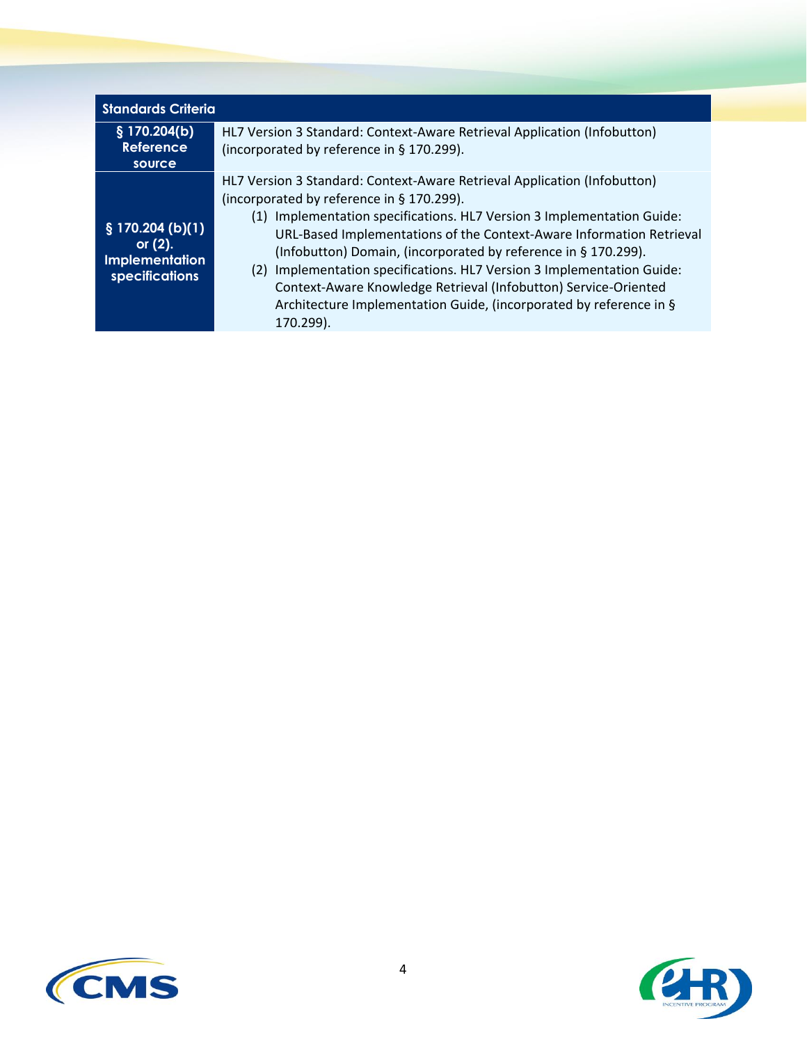| Standards Criteria | |
|---|---|
| **§ 170.204(b) Reference source** | HL7 Version 3 Standard: Context-Aware Retrieval Application (Infobutton) (incorporated by reference in § 170.299). |
| **§ 170.204 (b)(1) or (2). Implementation specifications** | HL7 Version 3 Standard: Context-Aware Retrieval Application (Infobutton) (incorporated by reference in § 170.299).<br>(1) Implementation specifications. HL7 Version 3 Implementation Guide: URL-Based Implementations of the Context-Aware Information Retrieval (Infobutton) Domain, (incorporated by reference in § 170.299).<br>(2) Implementation specifications. HL7 Version 3 Implementation Guide: Context-Aware Knowledge Retrieval (Infobutton) Service-Oriented Architecture Implementation Guide, (incorporated by reference in § 170.299). |